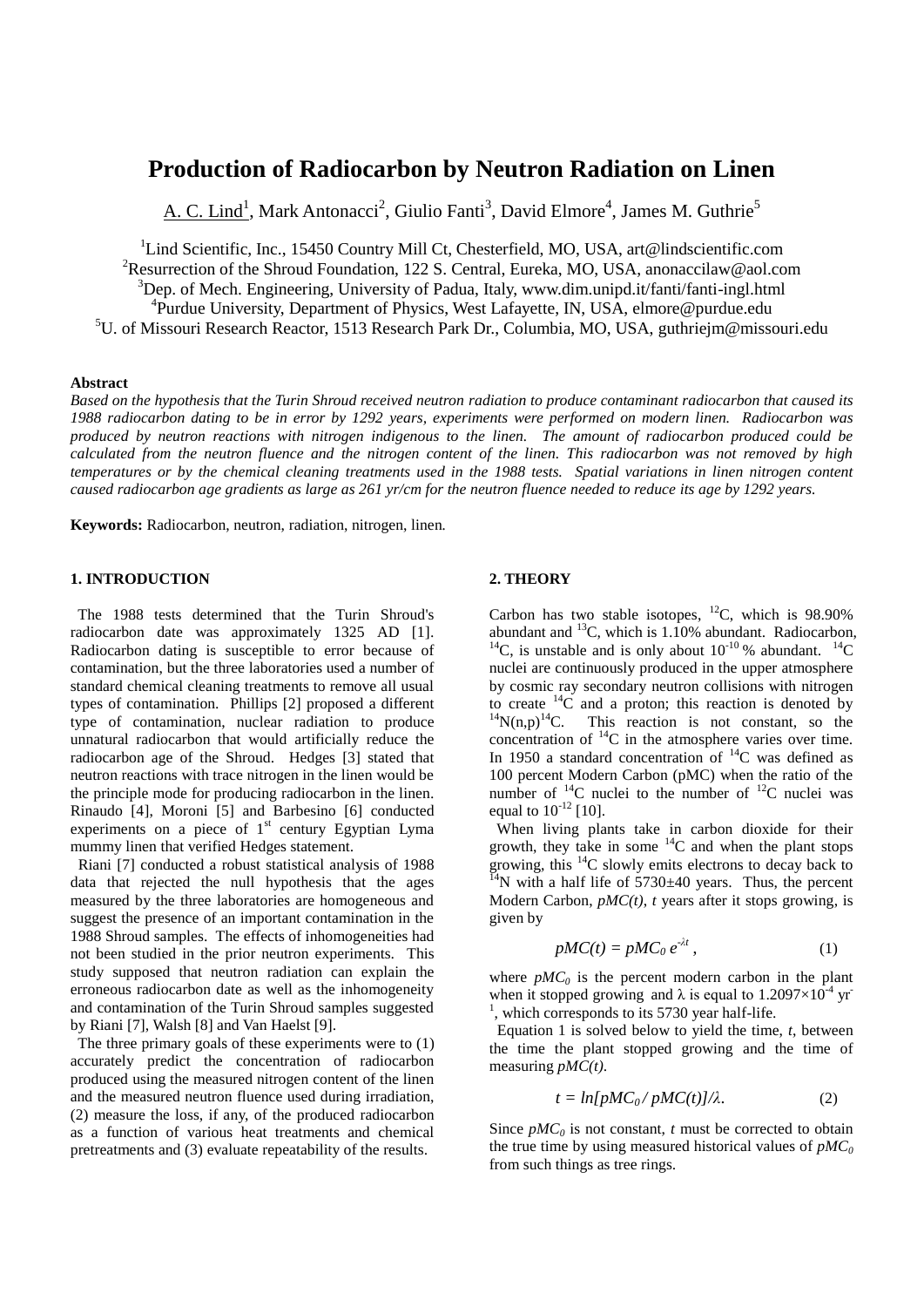#  Production of Radiocarbon by Neutron Radiation on Linen

A. C. Lind[1], Mark Antonacci[2], Giulio Fanti[3], David Elmore[4], James M. Guthrie[5]

[1]Lind Scientific, Inc., 15450 Country Mill Ct, Chesterfield, MO, USA, art@lindscientific.com
[2]Resurrection of the Shroud Foundation, 122 S. Central, Eureka, MO, USA, anonaccilaw@aol.com
[3]Dep. of Mech. Engineering, University of Padua, Italy, www.dim.unipd.it/fanti/fanti-ingl.html
[4]Purdue University, Department of Physics, West Lafayette, IN, USA, elmore@purdue.edu
[5]U. of Missouri Research Reactor, 1513 Research Park Dr., Columbia, MO, USA, guthriejm@missouri.edu

**Abstract**

*Based on the hypothesis that the Turin Shroud received neutron radiation to produce contaminant radiocarbon that caused its 1988 radiocarbon dating to be in error by 1292 years, experiments were performed on modern linen. Radiocarbon was produced by neutron reactions with nitrogen indigenous to the linen. The amount of radiocarbon produced could be calculated from the neutron fluence and the nitrogen content of the linen. This radiocarbon was not removed by high temperatures or by the chemical cleaning treatments used in the 1988 tests. Spatial variations in linen nitrogen content caused radiocarbon age gradients as large as 261 yr/cm for the neutron fluence needed to reduce its age by 1292 years.*

**Keywords:** Radiocarbon, neutron, radiation, nitrogen, linen.

## 1. INTRODUCTION

The 1988 tests determined that the Turin Shroud's radiocarbon date was approximately 1325 AD [1]. Radiocarbon dating is susceptible to error because of contamination, but the three laboratories used a number of standard chemical cleaning treatments to remove all usual types of contamination. Phillips [2] proposed a different type of contamination, nuclear radiation to produce unnatural radiocarbon that would artificially reduce the radiocarbon age of the Shroud. Hedges [3] stated that neutron reactions with trace nitrogen in the linen would be the principle mode for producing radiocarbon in the linen. Rinaudo [4], Moroni [5] and Barbesino [6] conducted experiments on a piece of 1st century Egyptian Lyma mummy linen that verified Hedges statement.

Riani [7] conducted a robust statistical analysis of 1988 data that rejected the null hypothesis that the ages measured by the three laboratories are homogeneous and suggest the presence of an important contamination in the 1988 Shroud samples. The effects of inhomogeneities had not been studied in the prior neutron experiments. This study supposed that neutron radiation can explain the erroneous radiocarbon date as well as the inhomogeneity and contamination of the Turin Shroud samples suggested by Riani [7], Walsh [8] and Van Haelst [9].

The three primary goals of these experiments were to (1) accurately predict the concentration of radiocarbon produced using the measured nitrogen content of the linen and the measured neutron fluence used during irradiation, (2) measure the loss, if any, of the produced radiocarbon as a function of various heat treatments and chemical pretreatments and (3) evaluate repeatability of the results.

## 2. THEORY

Carbon has two stable isotopes, $^{12}C$, which is 98.90% abundant and $^{13}C$, which is 1.10% abundant. Radiocarbon, $^{14}C$, is unstable and is only about $10^{-10}$ % abundant. $^{14}C$ nuclei are continuously produced in the upper atmosphere by cosmic ray secondary neutron collisions with nitrogen to create $^{14}C$ and a proton; this reaction is denoted by $^{14}N(n,p)^{14}C$. This reaction is not constant, so the concentration of $^{14}C$ in the atmosphere varies over time. In 1950 a standard concentration of $^{14}C$ was defined as 100 percent Modern Carbon (pMC) when the ratio of the number of $^{14}C$ nuclei to the number of $^{12}C$ nuclei was equal to $10^{-12}$ [10].

When living plants take in carbon dioxide for their growth, they take in some $^{14}C$ and when the plant stops growing, this $^{14}C$ slowly emits electrons to decay back to $^{14}N$ with a half life of 5730±40 years. Thus, the percent Modern Carbon, $pMC(t)$, $t$ years after it stops growing, is given by

$$pMC(t) = pMC_0\, e^{-\lambda t}\,, \qquad (1)$$

where $pMC_0$ is the percent modern carbon in the plant when it stopped growing and $\lambda$ is equal to $1.2097\times10^{-4}$ $yr^{-1}$, which corresponds to its 5730 year half-life.

Equation 1 is solved below to yield the time, $t$, between the time the plant stopped growing and the time of measuring $pMC(t)$.

$$t = ln[pMC_0 / pMC(t)]/\lambda. \qquad (2)$$

Since $pMC_0$ is not constant, $t$ must be corrected to obtain the true time by using measured historical values of $pMC_0$ from such things as tree rings.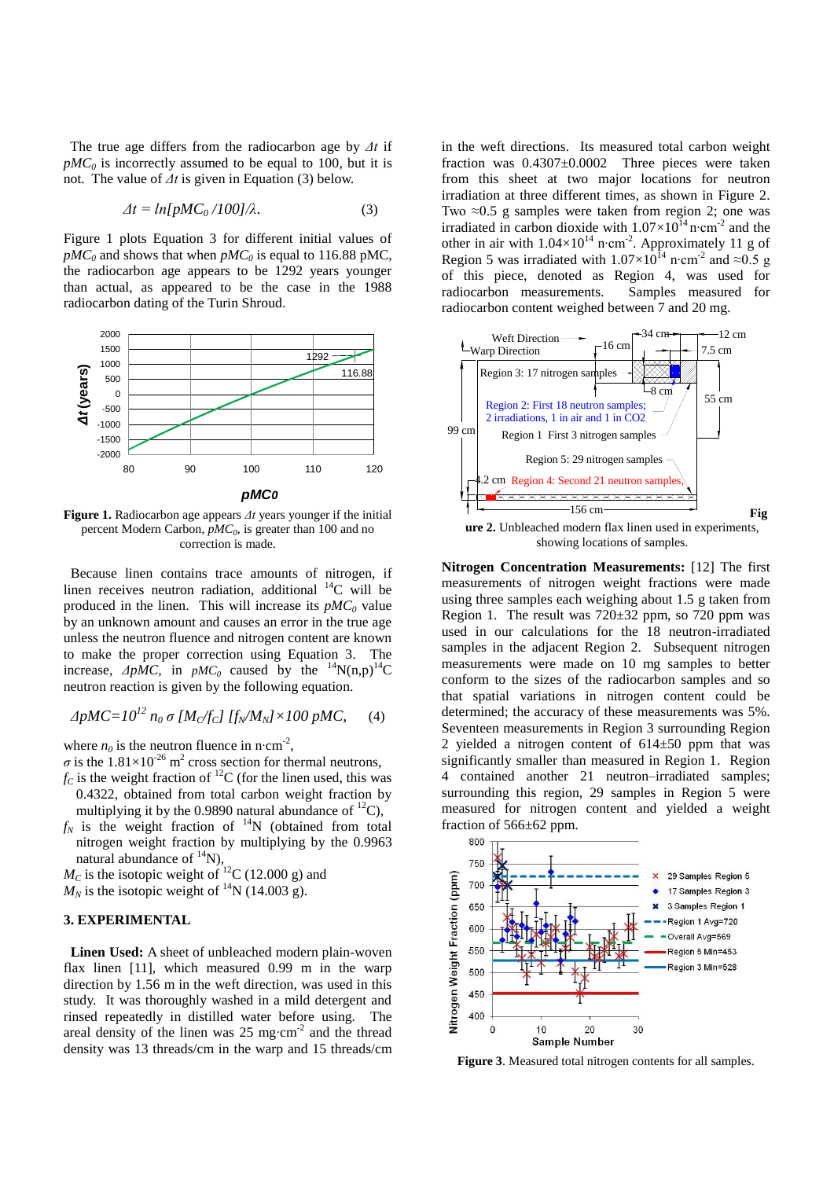The true age differs from the radiocarbon age by $\Delta t$ if $pMC_0$ is incorrectly assumed to be equal to 100, but it is not. The value of $\Delta t$ is given in Equation (3) below.

$$\Delta t = ln[pMC_0 /100]/\lambda. \qquad (3)$$

Figure 1 plots Equation 3 for different initial values of $pMC_0$ and shows that when $pMC_0$ is equal to 116.88 pMC, the radiocarbon age appears to be 1292 years younger than actual, as appeared to be the case in the 1988 radiocarbon dating of the Turin Shroud.

**Figure 1.** Radiocarbon age appears $\Delta t$ years younger if the initial percent Modern Carbon, $pMC_0$, is greater than 100 and no correction is made.

Because linen contains trace amounts of nitrogen, if linen receives neutron radiation, additional $^{14}C$ will be produced in the linen. This will increase its $pMC_0$ value by an unknown amount and causes an error in the true age unless the neutron fluence and nitrogen content are known to make the proper correction using Equation 3. The increase, $\Delta pMC$, in $pMC_0$ caused by the $^{14}N(n,p)^{14}C$ neutron reaction is given by the following equation.

$$\Delta pMC=10^{12}\, n_0\, \sigma\, [M_C/f_C]\, [f_N/M_N] \times 100\ pMC, \qquad (4)$$

where $n_0$ is the neutron fluence in n·cm$^{-2}$,
$\sigma$ is the $1.81\times10^{-26}$ m$^2$ cross section for thermal neutrons,
$f_C$ is the weight fraction of $^{12}C$ (for the linen used, this was 0.4322, obtained from total carbon weight fraction by multiplying it by the 0.9890 natural abundance of $^{12}C$),
$f_N$ is the weight fraction of $^{14}N$ (obtained from total nitrogen weight fraction by multiplying by the 0.9963 natural abundance of $^{14}N$),
$M_C$ is the isotopic weight of $^{12}C$ (12.000 g) and
$M_N$ is the isotopic weight of $^{14}N$ (14.003 g).

## 3. EXPERIMENTAL

**Linen Used:** A sheet of unbleached modern plain-woven flax linen [11], which measured 0.99 m in the warp direction by 1.56 m in the weft direction, was used in this study. It was thoroughly washed in a mild detergent and rinsed repeatedly in distilled water before using. The areal density of the linen was 25 mg·cm$^{-2}$ and the thread density was 13 threads/cm in the warp and 15 threads/cm in the weft directions. Its measured total carbon weight fraction was 0.4307±0.0002 Three pieces were taken from this sheet at three major locations for neutron irradiation at three different times, as shown in Figure 2. Two ≈0.5 g samples were taken from region 2; one was irradiated in carbon dioxide with $1.07\times10^{14}$ n·cm$^{-2}$ and the other in air with $1.04\times10^{14}$ n·cm$^{-2}$. Approximately 11 g of Region 5 was irradiated with $1.07\times10^{14}$ n·cm$^{-2}$ and ≈0.5 g of this piece, denoted as Region 4, was used for radiocarbon measurements. Samples measured for radiocarbon content weighed between 7 and 20 mg.

**Figure 2.** Unbleached modern flax linen used in experiments, showing locations of samples.

**Nitrogen Concentration Measurements:** [12] The first measurements of nitrogen weight fractions were made using three samples each weighing about 1.5 g taken from Region 1. The result was 720±32 ppm, so 720 ppm was used in our calculations for the 18 neutron-irradiated samples in the adjacent Region 2. Subsequent nitrogen measurements were made on 10 mg samples to better conform to the sizes of the radiocarbon samples and so that spatial variations in nitrogen content could be determined; the accuracy of these measurements was 5%. Seventeen measurements in Region 3 surrounding Region 2 yielded a nitrogen content of 614±50 ppm that was significantly smaller than measured in Region 1. Region 4 contained another 21 neutron–irradiated samples; surrounding this region, 29 samples in Region 5 were measured for nitrogen content and yielded a weight fraction of 566±62 ppm.

**Figure 3**. Measured total nitrogen contents for all samples.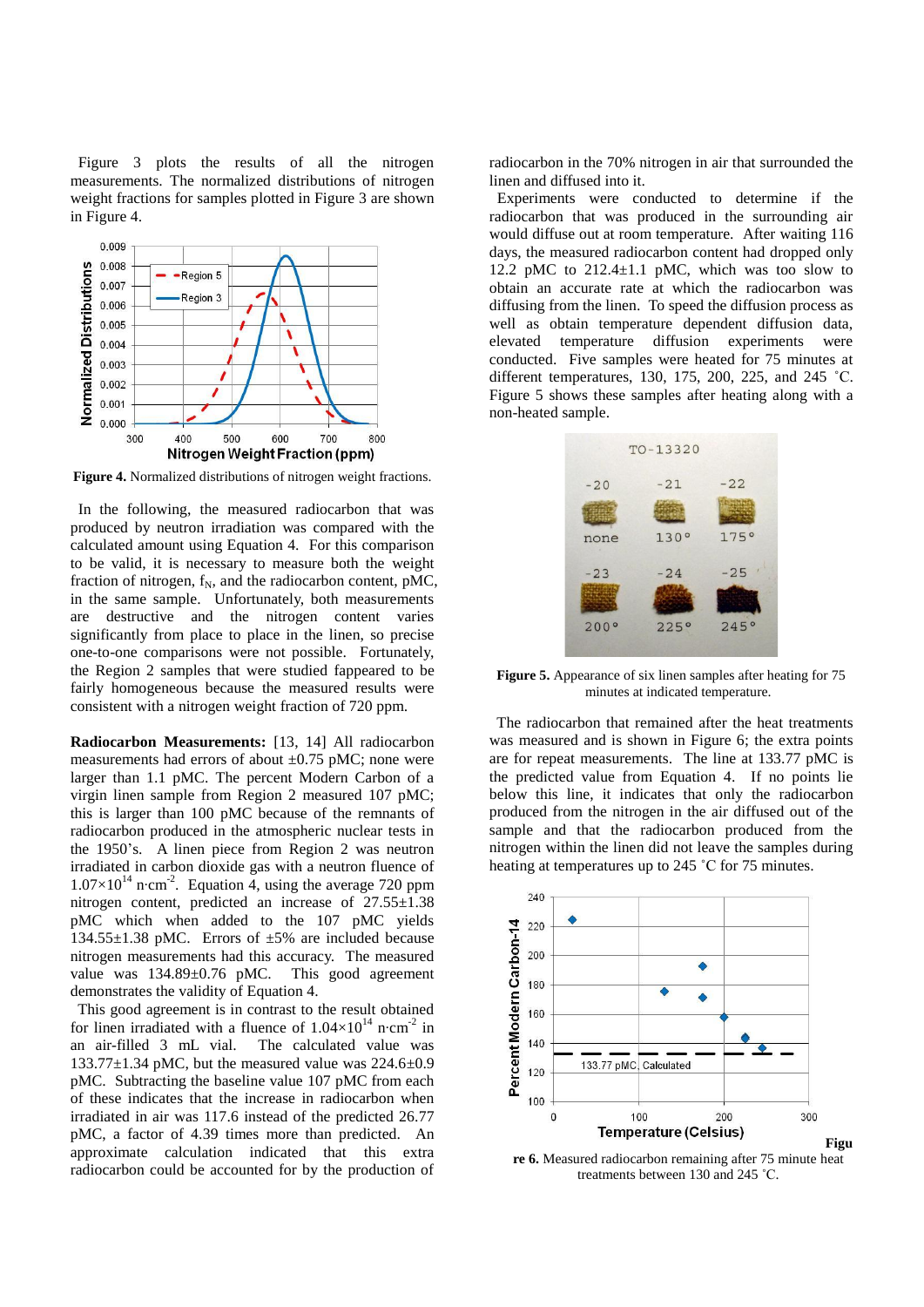Figure 3 plots the results of all the nitrogen measurements. The normalized distributions of nitrogen weight fractions for samples plotted in Figure 3 are shown in Figure 4.

**Figure 4.** Normalized distributions of nitrogen weight fractions.

In the following, the measured radiocarbon that was produced by neutron irradiation was compared with the calculated amount using Equation 4. For this comparison to be valid, it is necessary to measure both the weight fraction of nitrogen, $f_N$, and the radiocarbon content, pMC, in the same sample. Unfortunately, both measurements are destructive and the nitrogen content varies significantly from place to place in the linen, so precise one-to-one comparisons were not possible. Fortunately, the Region 2 samples that were studied fappeared to be fairly homogeneous because the measured results were consistent with a nitrogen weight fraction of 720 ppm.

**Radiocarbon Measurements:** [13, 14] All radiocarbon measurements had errors of about ±0.75 pMC; none were larger than 1.1 pMC. The percent Modern Carbon of a virgin linen sample from Region 2 measured 107 pMC; this is larger than 100 pMC because of the remnants of radiocarbon produced in the atmospheric nuclear tests in the 1950's. A linen piece from Region 2 was neutron irradiated in carbon dioxide gas with a neutron fluence of $1.07{\times}10^{14}$ $n{\cdot}cm^{-2}$. Equation 4, using the average 720 ppm nitrogen content, predicted an increase of 27.55±1.38 pMC which when added to the 107 pMC yields 134.55±1.38 pMC. Errors of ±5% are included because nitrogen measurements had this accuracy. The measured value was 134.89±0.76 pMC. This good agreement demonstrates the validity of Equation 4.

This good agreement is in contrast to the result obtained for linen irradiated with a fluence of $1.04{\times}10^{14}$ $n{\cdot}cm^{-2}$ in an air-filled 3 mL vial. The calculated value was 133.77±1.34 pMC, but the measured value was 224.6±0.9 pMC. Subtracting the baseline value 107 pMC from each of these indicates that the increase in radiocarbon when irradiated in air was 117.6 instead of the predicted 26.77 pMC, a factor of 4.39 times more than predicted. An approximate calculation indicated that this extra radiocarbon could be accounted for by the production of radiocarbon in the 70% nitrogen in air that surrounded the linen and diffused into it.

Experiments were conducted to determine if the radiocarbon that was produced in the surrounding air would diffuse out at room temperature. After waiting 116 days, the measured radiocarbon content had dropped only 12.2 pMC to 212.4±1.1 pMC, which was too slow to obtain an accurate rate at which the radiocarbon was diffusing from the linen. To speed the diffusion process as well as obtain temperature dependent diffusion data, elevated temperature diffusion experiments were conducted. Five samples were heated for 75 minutes at different temperatures, 130, 175, 200, 225, and 245 ˚C. Figure 5 shows these samples after heating along with a non-heated sample.

**Figure 5.** Appearance of six linen samples after heating for 75 minutes at indicated temperature.

The radiocarbon that remained after the heat treatments was measured and is shown in Figure 6; the extra points are for repeat measurements. The line at 133.77 pMC is the predicted value from Equation 4. If no points lie below this line, it indicates that only the radiocarbon produced from the nitrogen in the air diffused out of the sample and that the radiocarbon produced from the nitrogen within the linen did not leave the samples during heating at temperatures up to 245 ˚C for 75 minutes.

**Figure 6.** Measured radiocarbon remaining after 75 minute heat treatments between 130 and 245 ˚C.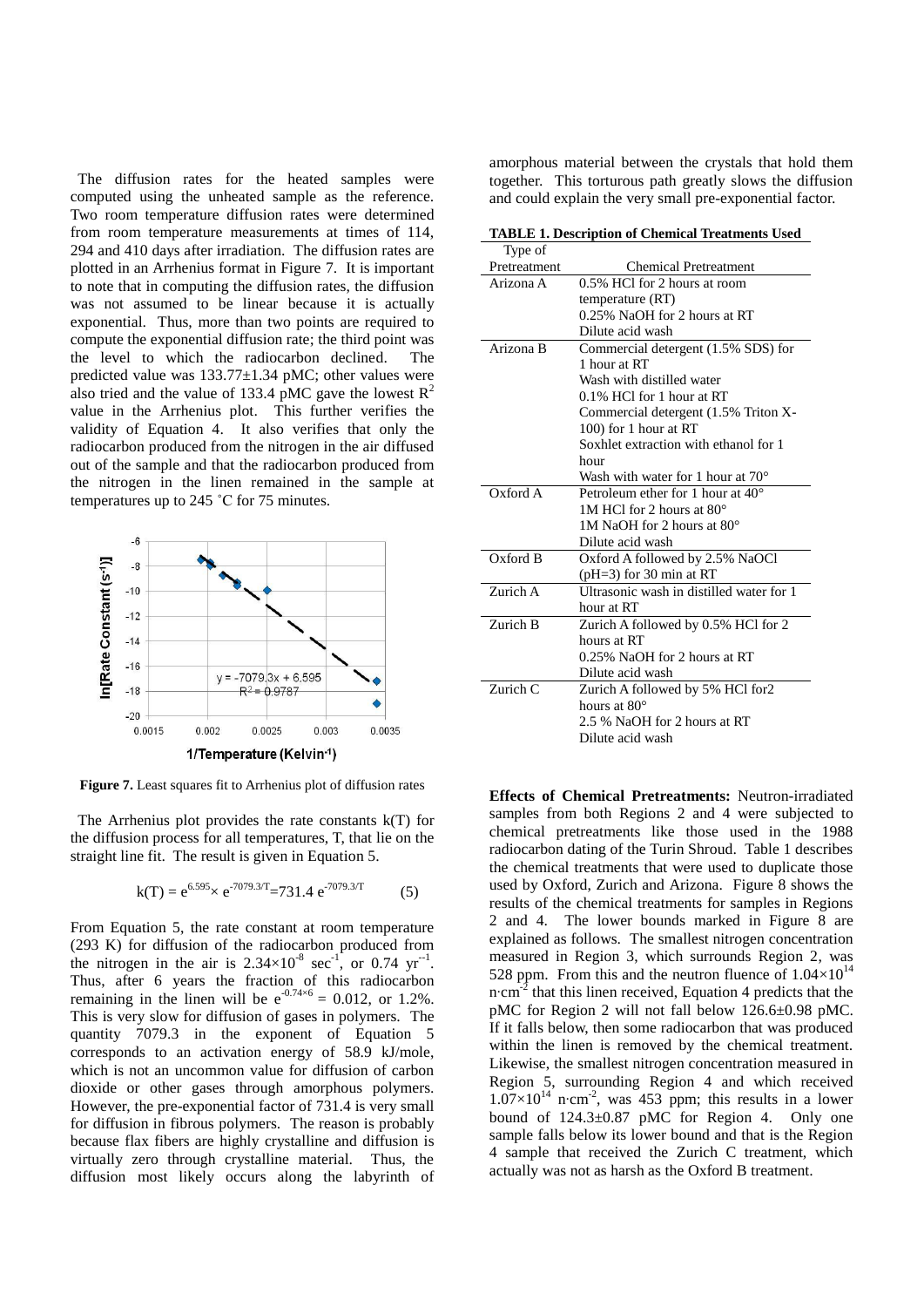The diffusion rates for the heated samples were computed using the unheated sample as the reference. Two room temperature diffusion rates were determined from room temperature measurements at times of 114, 294 and 410 days after irradiation. The diffusion rates are plotted in an Arrhenius format in Figure 7. It is important to note that in computing the diffusion rates, the diffusion was not assumed to be linear because it is actually exponential. Thus, more than two points are required to compute the exponential diffusion rate; the third point was the level to which the radiocarbon declined. The predicted value was 133.77±1.34 pMC; other values were also tried and the value of 133.4 pMC gave the lowest $R^2$ value in the Arrhenius plot. This further verifies the validity of Equation 4. It also verifies that only the radiocarbon produced from the nitrogen in the air diffused out of the sample and that the radiocarbon produced from the nitrogen in the linen remained in the sample at temperatures up to 245 ˚C for 75 minutes.

**Figure 7.** Least squares fit to Arrhenius plot of diffusion rates

The Arrhenius plot provides the rate constants k(T) for the diffusion process for all temperatures, T, that lie on the straight line fit. The result is given in Equation 5.

$$k(T) = e^{6.595} \times e^{-7079.3/T} = 731.4\, e^{-7079.3/T} \qquad (5)$$

From Equation 5, the rate constant at room temperature (293 K) for diffusion of the radiocarbon produced from the nitrogen in the air is $2.34\times10^{-8}$ $\text{sec}^{-1}$, or 0.74 $\text{yr}^{-1}$. Thus, after 6 years the fraction of this radiocarbon remaining in the linen will be $e^{-0.74\times6} = 0.012$, or 1.2%. This is very slow for diffusion of gases in polymers. The quantity 7079.3 in the exponent of Equation 5 corresponds to an activation energy of 58.9 kJ/mole, which is not an uncommon value for diffusion of carbon dioxide or other gases through amorphous polymers. However, the pre-exponential factor of 731.4 is very small for diffusion in fibrous polymers. The reason is probably because flax fibers are highly crystalline and diffusion is virtually zero through crystalline material. Thus, the diffusion most likely occurs along the labyrinth of amorphous material between the crystals that hold them together. This torturous path greatly slows the diffusion and could explain the very small pre-exponential factor.

**TABLE 1. Description of Chemical Treatments Used**

| Type of Pretreatment | Chemical Pretreatment |
|---|---|
| Arizona A | 0.5% HCl for 2 hours at room temperature (RT)<br>0.25% NaOH for 2 hours at RT<br>Dilute acid wash |
| Arizona B | Commercial detergent (1.5% SDS) for 1 hour at RT<br>Wash with distilled water<br>0.1% HCl for 1 hour at RT<br>Commercial detergent (1.5% Triton X-100) for 1 hour at RT<br>Soxhlet extraction with ethanol for 1 hour<br>Wash with water for 1 hour at 70° |
| Oxford A | Petroleum ether for 1 hour at 40°<br>1M HCl for 2 hours at 80°<br>1M NaOH for 2 hours at 80°<br>Dilute acid wash |
| Oxford B | Oxford A followed by 2.5% NaOCl (pH=3) for 30 min at RT |
| Zurich A | Ultrasonic wash in distilled water for 1 hour at RT |
| Zurich B | Zurich A followed by 0.5% HCl for 2 hours at RT<br>0.25% NaOH for 2 hours at RT<br>Dilute acid wash |
| Zurich C | Zurich A followed by 5% HCl for2 hours at 80°<br>2.5 % NaOH for 2 hours at RT<br>Dilute acid wash |

**Effects of Chemical Pretreatments:** Neutron-irradiated samples from both Regions 2 and 4 were subjected to chemical pretreatments like those used in the 1988 radiocarbon dating of the Turin Shroud. Table 1 describes the chemical treatments that were used to duplicate those used by Oxford, Zurich and Arizona. Figure 8 shows the results of the chemical treatments for samples in Regions 2 and 4. The lower bounds marked in Figure 8 are explained as follows. The smallest nitrogen concentration measured in Region 3, which surrounds Region 2, was 528 ppm. From this and the neutron fluence of $1.04\times10^{14}$ $\text{n·cm}^{-2}$ that this linen received, Equation 4 predicts that the pMC for Region 2 will not fall below 126.6±0.98 pMC. If it falls below, then some radiocarbon that was produced within the linen is removed by the chemical treatment. Likewise, the smallest nitrogen concentration measured in Region 5, surrounding Region 4 and which received $1.07\times10^{14}$ $\text{n·cm}^{-2}$, was 453 ppm; this results in a lower bound of 124.3±0.87 pMC for Region 4. Only one sample falls below its lower bound and that is the Region 4 sample that received the Zurich C treatment, which actually was not as harsh as the Oxford B treatment.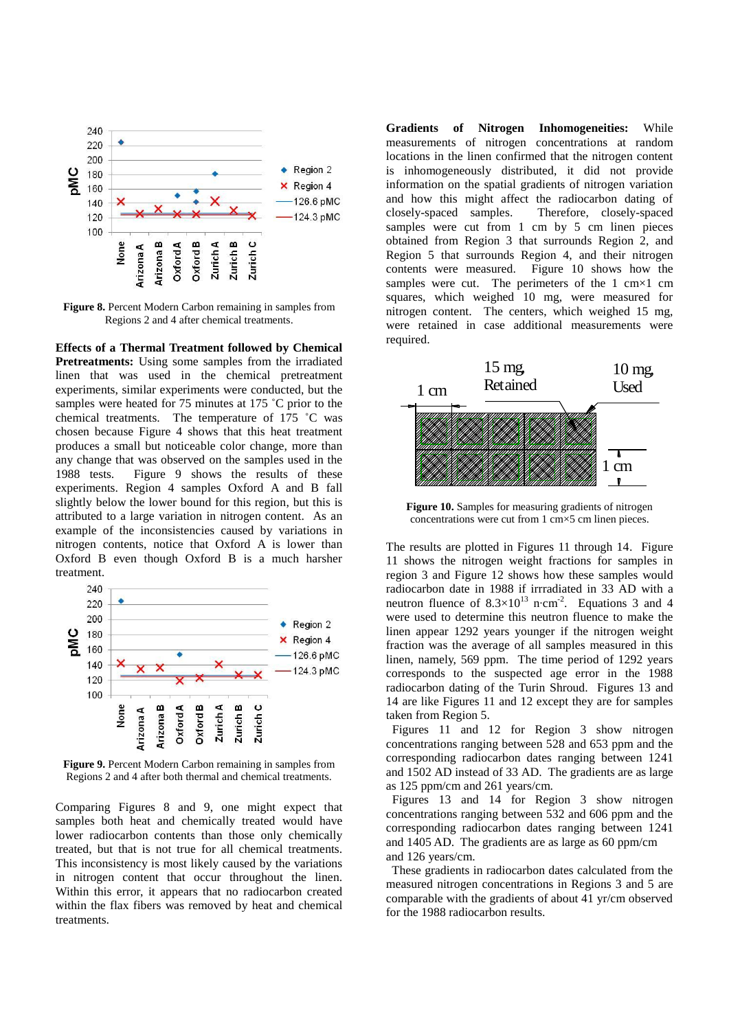Figure 8. Percent Modern Carbon remaining in samples from Regions 2 and 4 after chemical treatments.

**Effects of a Thermal Treatment followed by Chemical Pretreatments:** Using some samples from the irradiated linen that was used in the chemical pretreatment experiments, similar experiments were conducted, but the samples were heated for 75 minutes at 175 ˚C prior to the chemical treatments. The temperature of 175 ˚C was chosen because Figure 4 shows that this heat treatment produces a small but noticeable color change, more than any change that was observed on the samples used in the 1988 tests. Figure 9 shows the results of these experiments. Region 4 samples Oxford A and B fall slightly below the lower bound for this region, but this is attributed to a large variation in nitrogen content. As an example of the inconsistencies caused by variations in nitrogen contents, notice that Oxford A is lower than Oxford B even though Oxford B is a much harsher treatment.

Figure 9. Percent Modern Carbon remaining in samples from Regions 2 and 4 after both thermal and chemical treatments.

Comparing Figures 8 and 9, one might expect that samples both heat and chemically treated would have lower radiocarbon contents than those only chemically treated, but that is not true for all chemical treatments. This inconsistency is most likely caused by the variations in nitrogen content that occur throughout the linen. Within this error, it appears that no radiocarbon created within the flax fibers was removed by heat and chemical treatments.

**Gradients of Nitrogen Inhomogeneities:** While measurements of nitrogen concentrations at random locations in the linen confirmed that the nitrogen content is inhomogeneously distributed, it did not provide information on the spatial gradients of nitrogen variation and how this might affect the radiocarbon dating of closely-spaced samples. Therefore, closely-spaced samples were cut from 1 cm by 5 cm linen pieces obtained from Region 3 that surrounds Region 2, and Region 5 that surrounds Region 4, and their nitrogen contents were measured. Figure 10 shows how the samples were cut. The perimeters of the 1 cm×1 cm squares, which weighed 10 mg, were measured for nitrogen content. The centers, which weighed 15 mg, were retained in case additional measurements were required.

Figure 10. Samples for measuring gradients of nitrogen concentrations were cut from 1 cm×5 cm linen pieces.

The results are plotted in Figures 11 through 14. Figure 11 shows the nitrogen weight fractions for samples in region 3 and Figure 12 shows how these samples would radiocarbon date in 1988 if irradiated in 33 AD with a neutron fluence of $8.3\times10^{13}$ $n\cdot cm^{-2}$. Equations 3 and 4 were used to determine this neutron fluence to make the linen appear 1292 years younger if the nitrogen weight fraction was the average of all samples measured in this linen, namely, 569 ppm. The time period of 1292 years corresponds to the suspected age error in the 1988 radiocarbon dating of the Turin Shroud. Figures 13 and 14 are like Figures 11 and 12 except they are for samples taken from Region 5.

Figures 11 and 12 for Region 3 show nitrogen concentrations ranging between 528 and 653 ppm and the corresponding radiocarbon dates ranging between 1241 and 1502 AD instead of 33 AD. The gradients are as large as 125 ppm/cm and 261 years/cm.

Figures 13 and 14 for Region 3 show nitrogen concentrations ranging between 532 and 606 ppm and the corresponding radiocarbon dates ranging between 1241 and 1405 AD. The gradients are as large as 60 ppm/cm and 126 years/cm.

These gradients in radiocarbon dates calculated from the measured nitrogen concentrations in Regions 3 and 5 are comparable with the gradients of about 41 yr/cm observed for the 1988 radiocarbon results.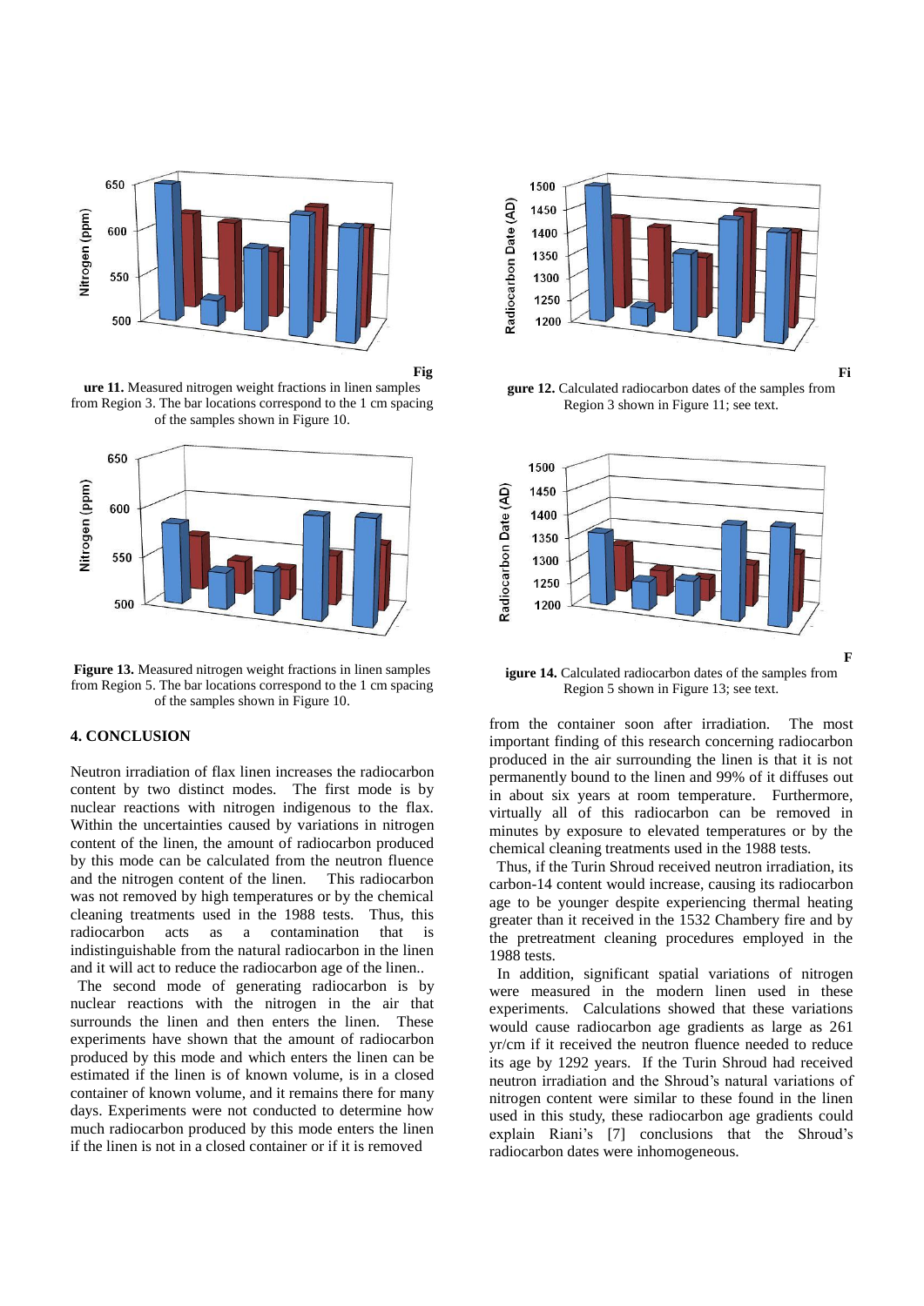**Figure 11.** Measured nitrogen weight fractions in linen samples from Region 3. The bar locations correspond to the 1 cm spacing of the samples shown in Figure 10.

**Figure 12.** Calculated radiocarbon dates of the samples from Region 3 shown in Figure 11; see text.

**Figure 13.** Measured nitrogen weight fractions in linen samples from Region 5. The bar locations correspond to the 1 cm spacing of the samples shown in Figure 10.

**Figure 14.** Calculated radiocarbon dates of the samples from Region 5 shown in Figure 13; see text.

## 4. CONCLUSION

Neutron irradiation of flax linen increases the radiocarbon content by two distinct modes. The first mode is by nuclear reactions with nitrogen indigenous to the flax. Within the uncertainties caused by variations in nitrogen content of the linen, the amount of radiocarbon produced by this mode can be calculated from the neutron fluence and the nitrogen content of the linen. This radiocarbon was not removed by high temperatures or by the chemical cleaning treatments used in the 1988 tests. Thus, this radiocarbon acts as a contamination that is indistinguishable from the natural radiocarbon in the linen and it will act to reduce the radiocarbon age of the linen..

The second mode of generating radiocarbon is by nuclear reactions with the nitrogen in the air that surrounds the linen and then enters the linen. These experiments have shown that the amount of radiocarbon produced by this mode and which enters the linen can be estimated if the linen is of known volume, is in a closed container of known volume, and it remains there for many days. Experiments were not conducted to determine how much radiocarbon produced by this mode enters the linen if the linen is not in a closed container or if it is removed from the container soon after irradiation. The most important finding of this research concerning radiocarbon produced in the air surrounding the linen is that it is not permanently bound to the linen and 99% of it diffuses out in about six years at room temperature. Furthermore, virtually all of this radiocarbon can be removed in minutes by exposure to elevated temperatures or by the chemical cleaning treatments used in the 1988 tests.

Thus, if the Turin Shroud received neutron irradiation, its carbon-14 content would increase, causing its radiocarbon age to be younger despite experiencing thermal heating greater than it received in the 1532 Chambery fire and by the pretreatment cleaning procedures employed in the 1988 tests.

In addition, significant spatial variations of nitrogen were measured in the modern linen used in these experiments. Calculations showed that these variations would cause radiocarbon age gradients as large as 261 yr/cm if it received the neutron fluence needed to reduce its age by 1292 years. If the Turin Shroud had received neutron irradiation and the Shroud's natural variations of nitrogen content were similar to these found in the linen used in this study, these radiocarbon age gradients could explain Riani's [7] conclusions that the Shroud's radiocarbon dates were inhomogeneous.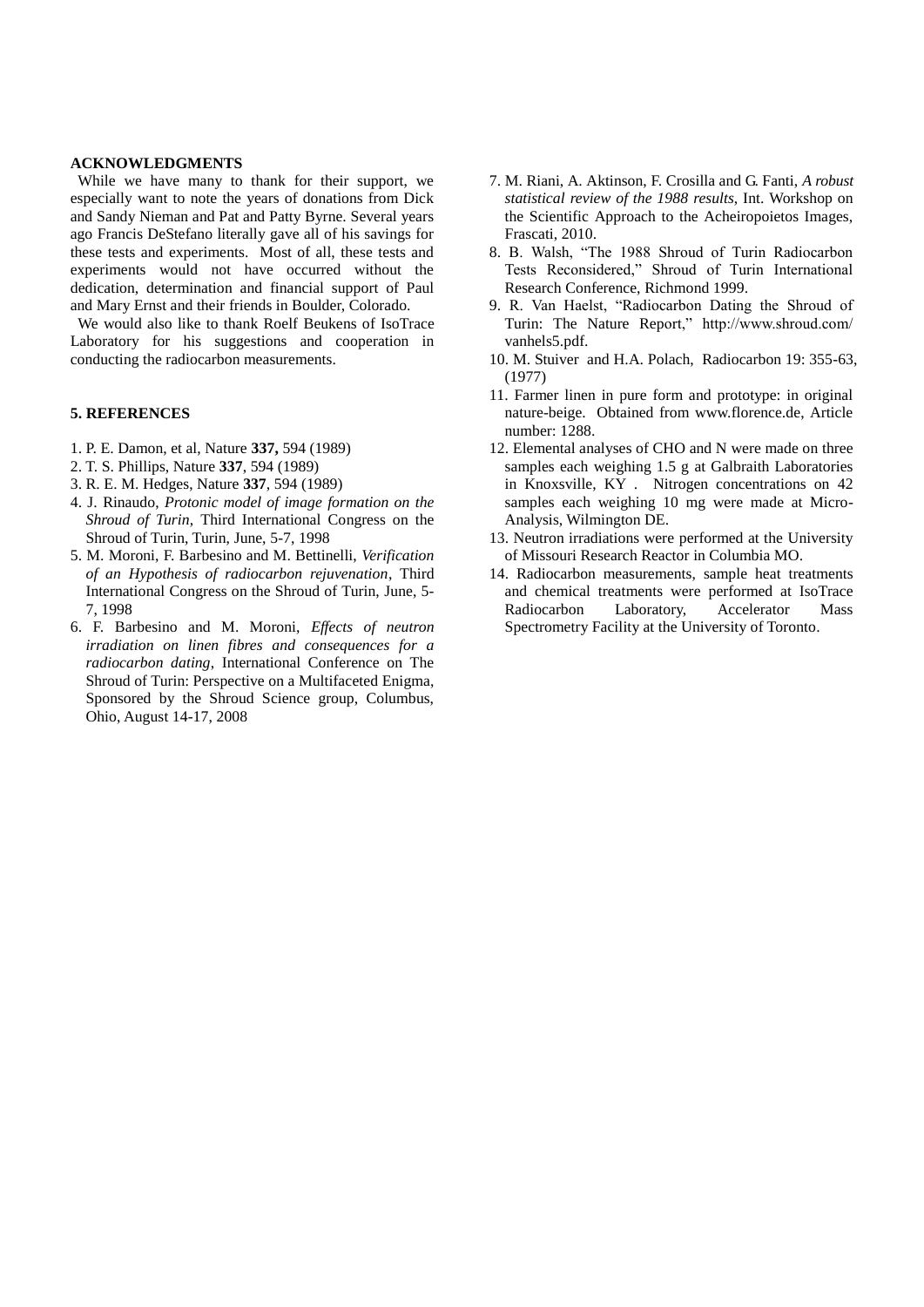## ACKNOWLEDGMENTS

While we have many to thank for their support, we especially want to note the years of donations from Dick and Sandy Nieman and Pat and Patty Byrne. Several years ago Francis DeStefano literally gave all of his savings for these tests and experiments. Most of all, these tests and experiments would not have occurred without the dedication, determination and financial support of Paul and Mary Ernst and their friends in Boulder, Colorado.

We would also like to thank Roelf Beukens of IsoTrace Laboratory for his suggestions and cooperation in conducting the radiocarbon measurements.

## 5. REFERENCES

1. P. E. Damon, et al, Nature **337,** 594 (1989)
2. T. S. Phillips, Nature **337**, 594 (1989)
3. R. E. M. Hedges, Nature **337**, 594 (1989)
4. J. Rinaudo, *Protonic model of image formation on the Shroud of Turin*, Third International Congress on the Shroud of Turin, Turin, June, 5-7, 1998
5. M. Moroni, F. Barbesino and M. Bettinelli, *Verification of an Hypothesis of radiocarbon rejuvenation*, Third International Congress on the Shroud of Turin, June, 5-7, 1998
6. F. Barbesino and M. Moroni, *Effects of neutron irradiation on linen fibres and consequences for a radiocarbon dating*, International Conference on The Shroud of Turin: Perspective on a Multifaceted Enigma, Sponsored by the Shroud Science group, Columbus, Ohio, August 14-17, 2008
7. M. Riani, A. Aktinson, F. Crosilla and G. Fanti, *A robust statistical review of the 1988 results*, Int. Workshop on the Scientific Approach to the Acheiropoietos Images, Frascati, 2010.
8. B. Walsh, "The 1988 Shroud of Turin Radiocarbon Tests Reconsidered," Shroud of Turin International Research Conference, Richmond 1999.
9. R. Van Haelst, "Radiocarbon Dating the Shroud of Turin: The Nature Report," http://www.shroud.com/vanhels5.pdf.
10. M. Stuiver and H.A. Polach, Radiocarbon 19: 355-63, (1977)
11. Farmer linen in pure form and prototype: in original nature-beige. Obtained from www.florence.de, Article number: 1288.
12. Elemental analyses of CHO and N were made on three samples each weighing 1.5 g at Galbraith Laboratories in Knoxsville, KY . Nitrogen concentrations on 42 samples each weighing 10 mg were made at Micro-Analysis, Wilmington DE.
13. Neutron irradiations were performed at the University of Missouri Research Reactor in Columbia MO.
14. Radiocarbon measurements, sample heat treatments and chemical treatments were performed at IsoTrace Radiocarbon Laboratory, Accelerator Mass Spectrometry Facility at the University of Toronto.